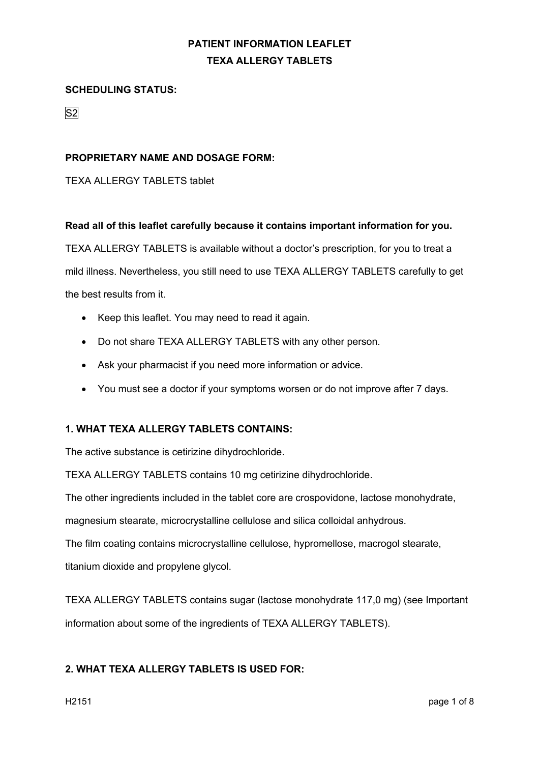**PATIENT INFORMATION LEAFLET**
**TEXA ALLERGY TABLETS**

**SCHEDULING STATUS:**

S2

**PROPRIETARY NAME AND DOSAGE FORM:**

TEXA ALLERGY TABLETS tablet

**Read all of this leaflet carefully because it contains important information for you.**

TEXA ALLERGY TABLETS is available without a doctor's prescription, for you to treat a mild illness. Nevertheless, you still need to use TEXA ALLERGY TABLETS carefully to get the best results from it.

- Keep this leaflet. You may need to read it again.
- Do not share TEXA ALLERGY TABLETS with any other person.
- Ask your pharmacist if you need more information or advice.
- You must see a doctor if your symptoms worsen or do not improve after 7 days.

**1. WHAT TEXA ALLERGY TABLETS CONTAINS:**

The active substance is cetirizine dihydrochloride.

TEXA ALLERGY TABLETS contains 10 mg cetirizine dihydrochloride.

The other ingredients included in the tablet core are crospovidone, lactose monohydrate, magnesium stearate, microcrystalline cellulose and silica colloidal anhydrous.

The film coating contains microcrystalline cellulose, hypromellose, macrogol stearate, titanium dioxide and propylene glycol.

TEXA ALLERGY TABLETS contains sugar (lactose monohydrate 117,0 mg) (see Important information about some of the ingredients of TEXA ALLERGY TABLETS).

**2. WHAT TEXA ALLERGY TABLETS IS USED FOR:**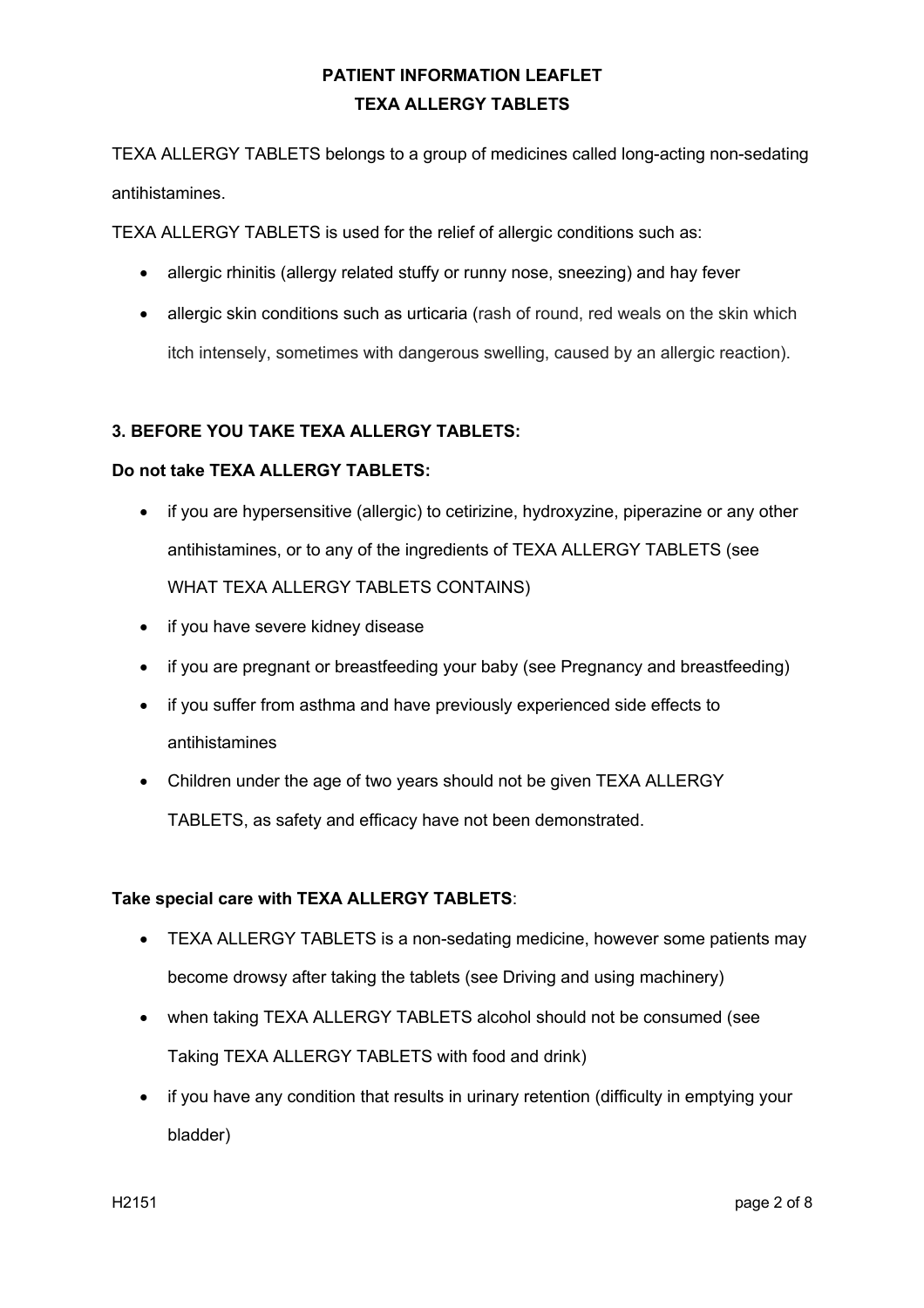**PATIENT INFORMATION LEAFLET**
**TEXA ALLERGY TABLETS**

TEXA ALLERGY TABLETS belongs to a group of medicines called long-acting non-sedating antihistamines.

TEXA ALLERGY TABLETS is used for the relief of allergic conditions such as:

- allergic rhinitis (allergy related stuffy or runny nose, sneezing) and hay fever
- allergic skin conditions such as urticaria (rash of round, red weals on the skin which itch intensely, sometimes with dangerous swelling, caused by an allergic reaction).

### 3. BEFORE YOU TAKE TEXA ALLERGY TABLETS:

**Do not take TEXA ALLERGY TABLETS:**

- if you are hypersensitive (allergic) to cetirizine, hydroxyzine, piperazine or any other antihistamines, or to any of the ingredients of TEXA ALLERGY TABLETS (see WHAT TEXA ALLERGY TABLETS CONTAINS)
- if you have severe kidney disease
- if you are pregnant or breastfeeding your baby (see Pregnancy and breastfeeding)
- if you suffer from asthma and have previously experienced side effects to antihistamines
- Children under the age of two years should not be given TEXA ALLERGY TABLETS, as safety and efficacy have not been demonstrated.

**Take special care with TEXA ALLERGY TABLETS**:

- TEXA ALLERGY TABLETS is a non-sedating medicine, however some patients may become drowsy after taking the tablets (see Driving and using machinery)
- when taking TEXA ALLERGY TABLETS alcohol should not be consumed (see Taking TEXA ALLERGY TABLETS with food and drink)
- if you have any condition that results in urinary retention (difficulty in emptying your bladder)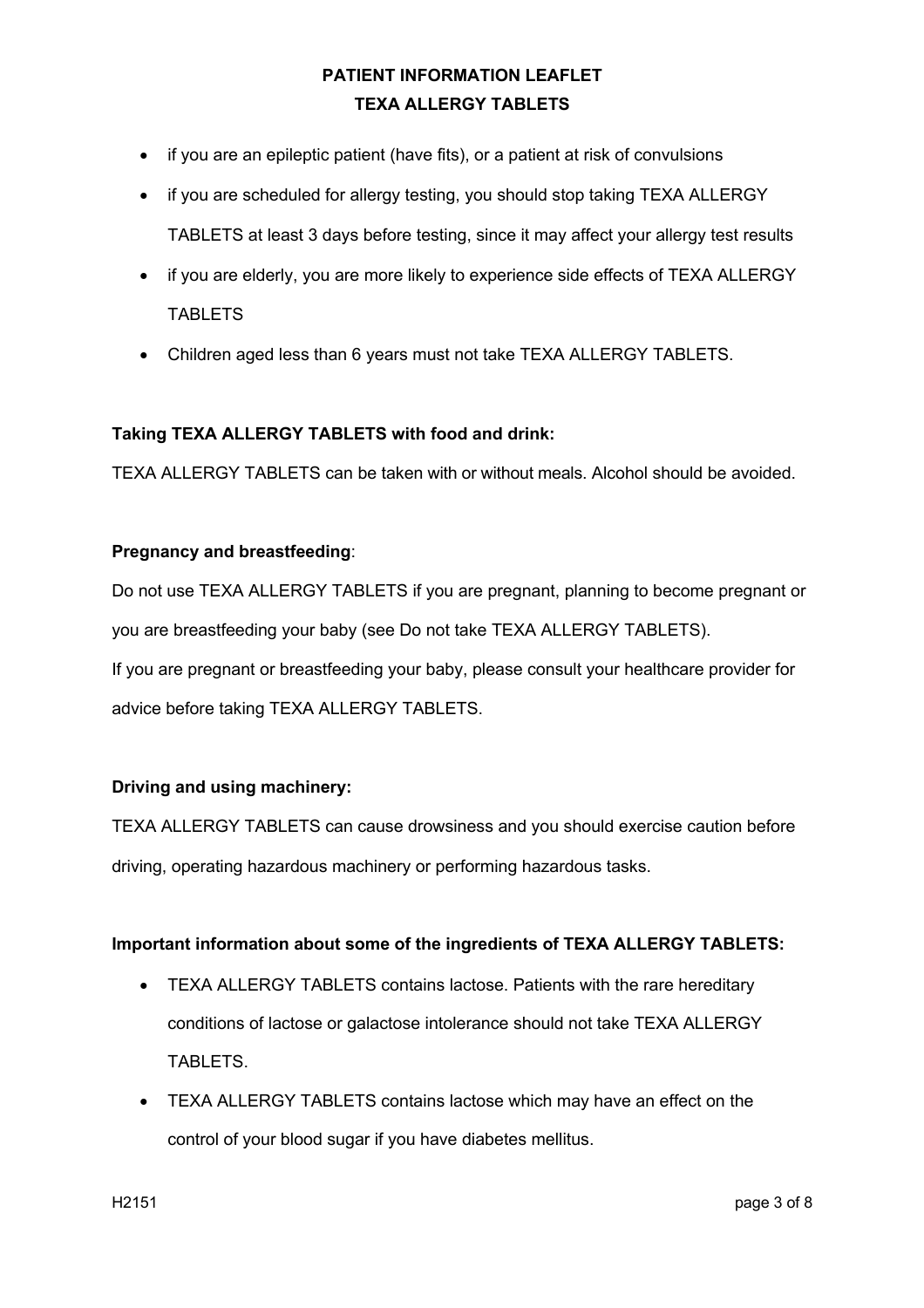- if you are an epileptic patient (have fits), or a patient at risk of convulsions
- if you are scheduled for allergy testing, you should stop taking TEXA ALLERGY TABLETS at least 3 days before testing, since it may affect your allergy test results
- if you are elderly, you are more likely to experience side effects of TEXA ALLERGY TABLETS
- Children aged less than 6 years must not take TEXA ALLERGY TABLETS.

**Taking TEXA ALLERGY TABLETS with food and drink:**

TEXA ALLERGY TABLETS can be taken with or without meals. Alcohol should be avoided.

**Pregnancy and breastfeeding**:

Do not use TEXA ALLERGY TABLETS if you are pregnant, planning to become pregnant or you are breastfeeding your baby (see Do not take TEXA ALLERGY TABLETS).

If you are pregnant or breastfeeding your baby, please consult your healthcare provider for advice before taking TEXA ALLERGY TABLETS.

**Driving and using machinery:**

TEXA ALLERGY TABLETS can cause drowsiness and you should exercise caution before driving, operating hazardous machinery or performing hazardous tasks.

**Important information about some of the ingredients of TEXA ALLERGY TABLETS:**

- TEXA ALLERGY TABLETS contains lactose. Patients with the rare hereditary conditions of lactose or galactose intolerance should not take TEXA ALLERGY TABLETS.
- TEXA ALLERGY TABLETS contains lactose which may have an effect on the control of your blood sugar if you have diabetes mellitus.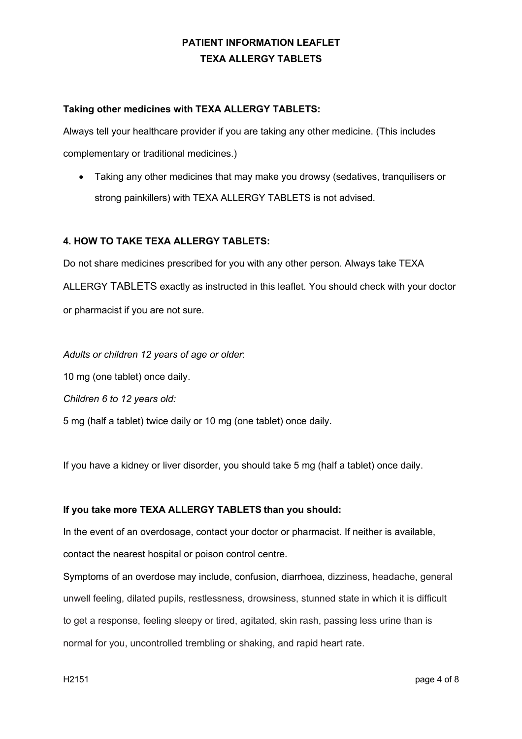**Taking other medicines with TEXA ALLERGY TABLETS:**

Always tell your healthcare provider if you are taking any other medicine. (This includes complementary or traditional medicines.)

- Taking any other medicines that may make you drowsy (sedatives, tranquilisers or strong painkillers) with TEXA ALLERGY TABLETS is not advised.

## 4. HOW TO TAKE TEXA ALLERGY TABLETS:

Do not share medicines prescribed for you with any other person. Always take TEXA ALLERGY TABLETS exactly as instructed in this leaflet. You should check with your doctor or pharmacist if you are not sure.

*Adults or children 12 years of age or older*:

10 mg (one tablet) once daily.

*Children 6 to 12 years old:*

5 mg (half a tablet) twice daily or 10 mg (one tablet) once daily.

If you have a kidney or liver disorder, you should take 5 mg (half a tablet) once daily.

**If you take more TEXA ALLERGY TABLETS than you should:**

In the event of an overdosage, contact your doctor or pharmacist. If neither is available, contact the nearest hospital or poison control centre.

Symptoms of an overdose may include, confusion, diarrhoea, dizziness, headache, general unwell feeling, dilated pupils, restlessness, drowsiness, stunned state in which it is difficult to get a response, feeling sleepy or tired, agitated, skin rash, passing less urine than is normal for you, uncontrolled trembling or shaking, and rapid heart rate.

H2151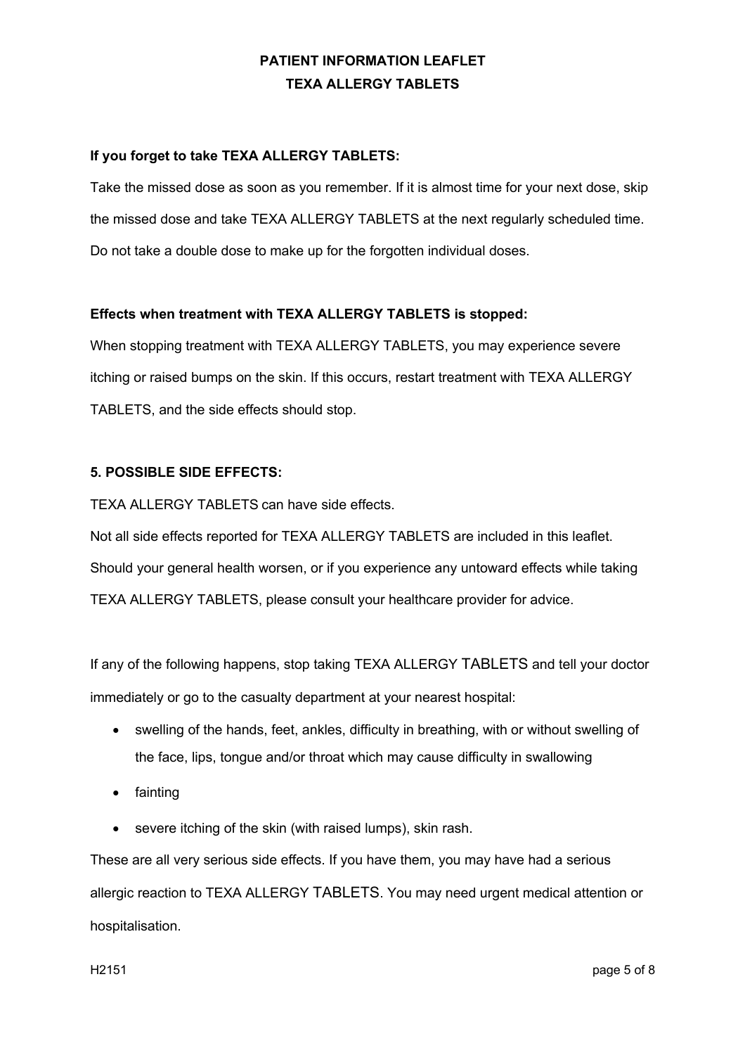**If you forget to take TEXA ALLERGY TABLETS:**

Take the missed dose as soon as you remember. If it is almost time for your next dose, skip the missed dose and take TEXA ALLERGY TABLETS at the next regularly scheduled time. Do not take a double dose to make up for the forgotten individual doses.

**Effects when treatment with TEXA ALLERGY TABLETS is stopped:**

When stopping treatment with TEXA ALLERGY TABLETS, you may experience severe itching or raised bumps on the skin. If this occurs, restart treatment with TEXA ALLERGY TABLETS, and the side effects should stop.

## 5. POSSIBLE SIDE EFFECTS:

TEXA ALLERGY TABLETS can have side effects.

Not all side effects reported for TEXA ALLERGY TABLETS are included in this leaflet. Should your general health worsen, or if you experience any untoward effects while taking TEXA ALLERGY TABLETS, please consult your healthcare provider for advice.

If any of the following happens, stop taking TEXA ALLERGY TABLETS and tell your doctor immediately or go to the casualty department at your nearest hospital:

- swelling of the hands, feet, ankles, difficulty in breathing, with or without swelling of the face, lips, tongue and/or throat which may cause difficulty in swallowing
- fainting
- severe itching of the skin (with raised lumps), skin rash.

These are all very serious side effects. If you have them, you may have had a serious allergic reaction to TEXA ALLERGY TABLETS. You may need urgent medical attention or hospitalisation.

H2151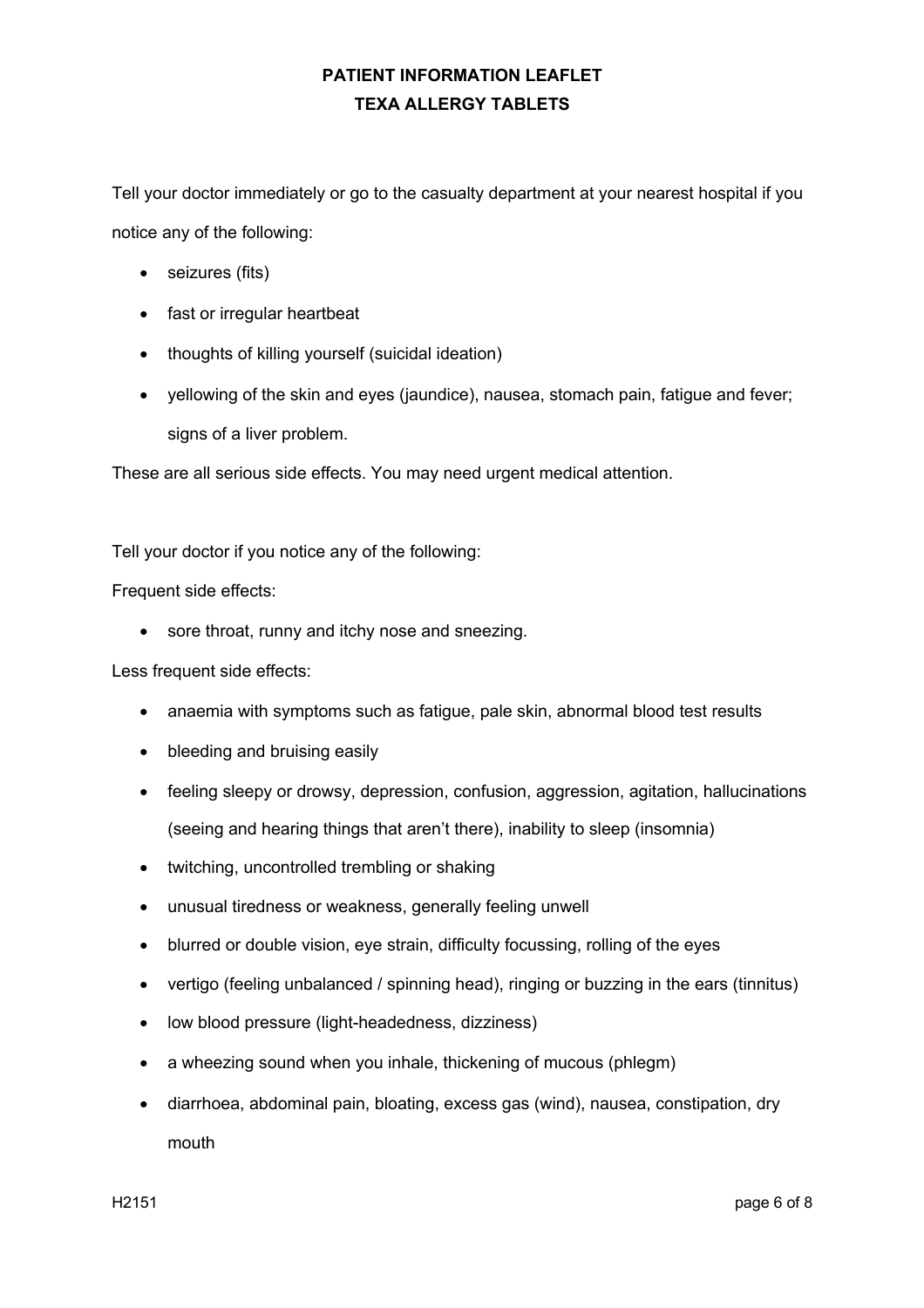Tell your doctor immediately or go to the casualty department at your nearest hospital if you notice any of the following:

- seizures (fits)
- fast or irregular heartbeat
- thoughts of killing yourself (suicidal ideation)
- yellowing of the skin and eyes (jaundice), nausea, stomach pain, fatigue and fever; signs of a liver problem.

These are all serious side effects. You may need urgent medical attention.

Tell your doctor if you notice any of the following:

Frequent side effects:

- sore throat, runny and itchy nose and sneezing.

Less frequent side effects:

- anaemia with symptoms such as fatigue, pale skin, abnormal blood test results
- bleeding and bruising easily
- feeling sleepy or drowsy, depression, confusion, aggression, agitation, hallucinations (seeing and hearing things that aren't there), inability to sleep (insomnia)
- twitching, uncontrolled trembling or shaking
- unusual tiredness or weakness, generally feeling unwell
- blurred or double vision, eye strain, difficulty focussing, rolling of the eyes
- vertigo (feeling unbalanced / spinning head), ringing or buzzing in the ears (tinnitus)
- low blood pressure (light-headedness, dizziness)
- a wheezing sound when you inhale, thickening of mucous (phlegm)
- diarrhoea, abdominal pain, bloating, excess gas (wind), nausea, constipation, dry mouth

H2151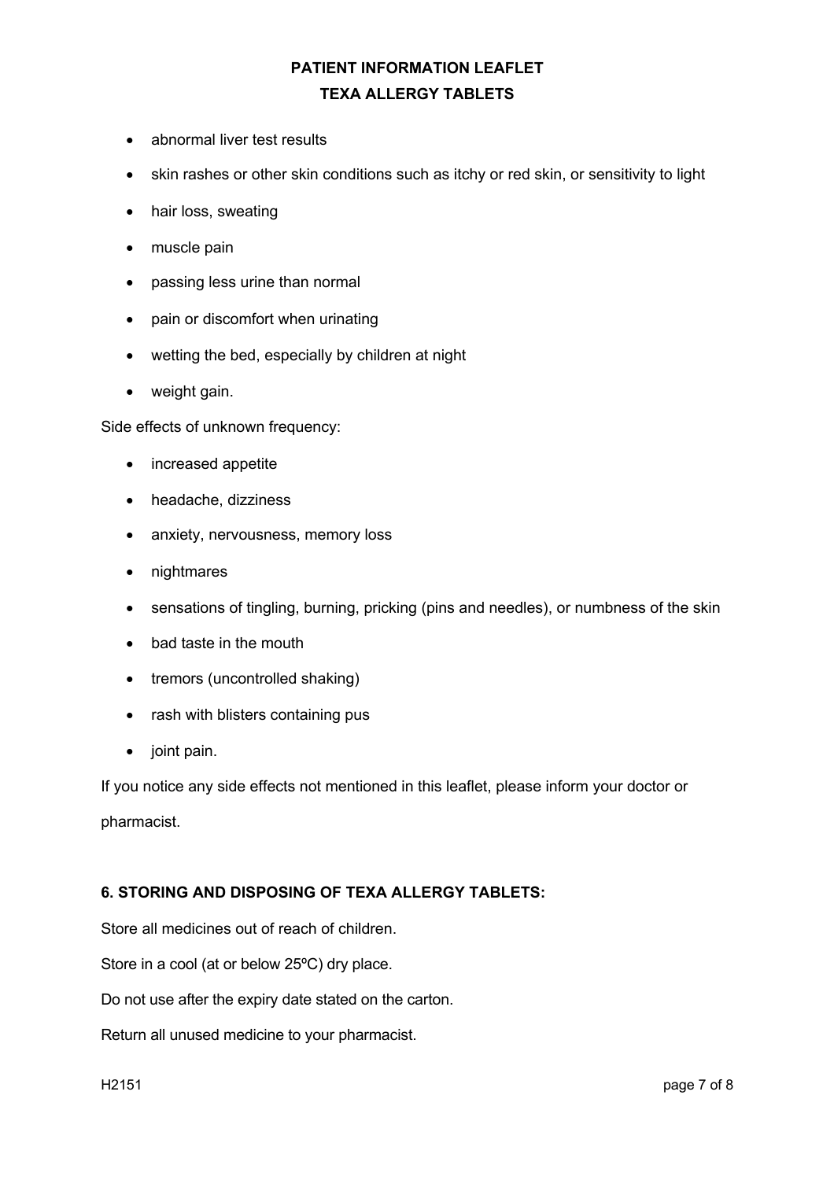- abnormal liver test results
- skin rashes or other skin conditions such as itchy or red skin, or sensitivity to light
- hair loss, sweating
- muscle pain
- passing less urine than normal
- pain or discomfort when urinating
- wetting the bed, especially by children at night
- weight gain.

Side effects of unknown frequency:

- increased appetite
- headache, dizziness
- anxiety, nervousness, memory loss
- nightmares
- sensations of tingling, burning, pricking (pins and needles), or numbness of the skin
- bad taste in the mouth
- tremors (uncontrolled shaking)
- rash with blisters containing pus
- joint pain.

If you notice any side effects not mentioned in this leaflet, please inform your doctor or pharmacist.

## 6. STORING AND DISPOSING OF TEXA ALLERGY TABLETS:

Store all medicines out of reach of children.

Store in a cool (at or below 25ºC) dry place.

Do not use after the expiry date stated on the carton.

Return all unused medicine to your pharmacist.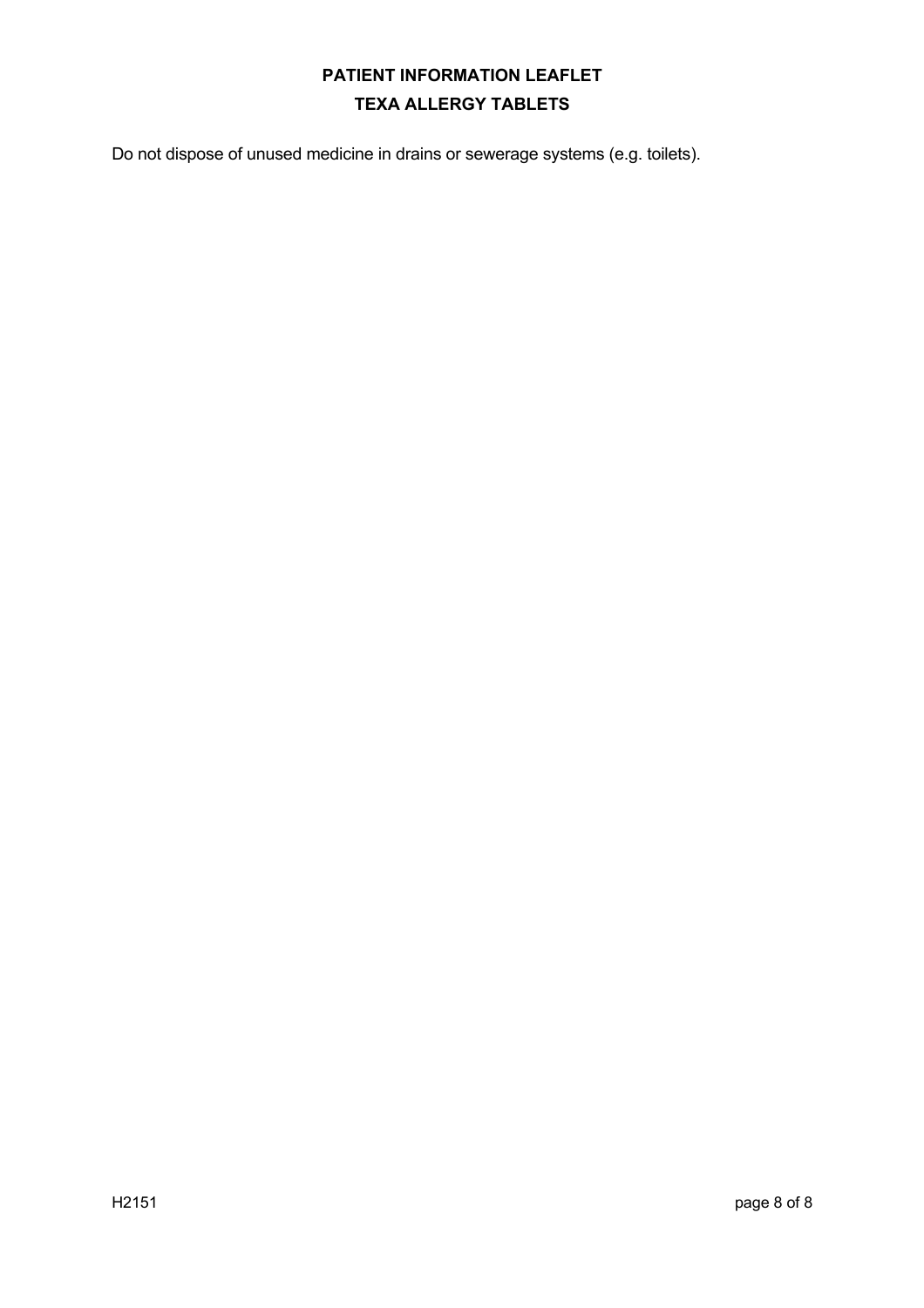Do not dispose of unused medicine in drains or sewerage systems (e.g. toilets).